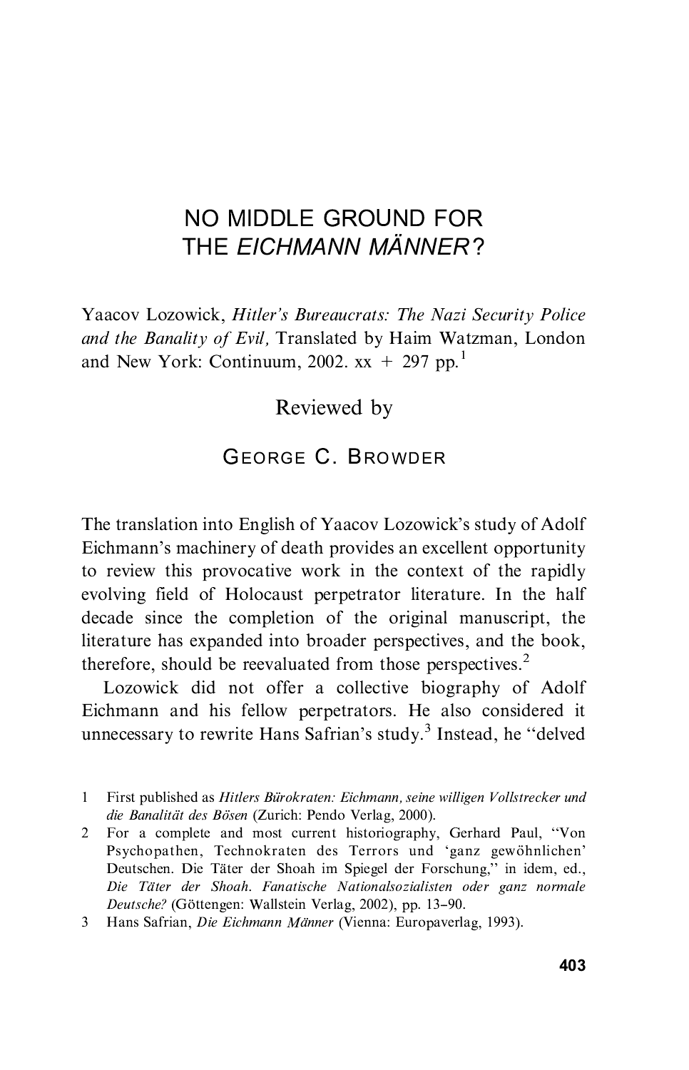# NO MIDDLE GROUND FOR THE *EICHMANN MÄNNER*?

Yaacov Lozowick, *Hitler's Bureaucrats: The Nazi Security Police and the Banality of Evil,* Translated by Haim Watzman, London and New York: Continuum, 2002. xx + 297 pp.[1]

Reviewed by

GEORGE C. BROWDER

The translation into English of Yaacov Lozowick's study of Adolf Eichmann's machinery of death provides an excellent opportunity to review this provocative work in the context of the rapidly evolving field of Holocaust perpetrator literature. In the half decade since the completion of the original manuscript, the literature has expanded into broader perspectives, and the book, therefore, should be reevaluated from those perspectives.[2]

Lozowick did not offer a collective biography of Adolf Eichmann and his fellow perpetrators. He also considered it unnecessary to rewrite Hans Safrian's study.[3] Instead, he "delved

---

1 First published as *Hitlers Bürokraten: Eichmann, seine willigen Vollstrecker und die Banalität des Bösen* (Zurich: Pendo Verlag, 2000).

2 For a complete and most current historiography, Gerhard Paul, "Von Psychopathen, Technokraten des Terrors und 'ganz gewöhnlichen' Deutschen. Die Täter der Shoah im Spiegel der Forschung," in idem, ed., *Die Täter der Shoah. Fanatische Nationalsozialisten oder ganz normale Deutsche?* (Göttengen: Wallstein Verlag, 2002), pp. 13–90.

3 Hans Safrian, *Die Eichmann Männer* (Vienna: Europaverlag, 1993).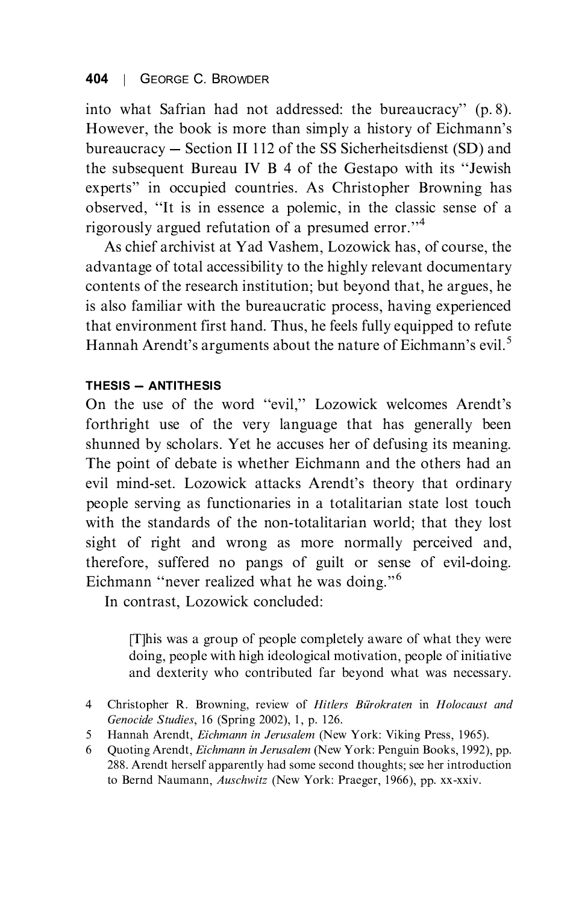into what Safrian had not addressed: the bureaucracy'' (p. 8). However, the book is more than simply a history of Eichmann's bureaucracy — Section II 112 of the SS Sicherheitsdienst (SD) and the subsequent Bureau IV B 4 of the Gestapo with its ''Jewish experts'' in occupied countries. As Christopher Browning has observed, ''It is in essence a polemic, in the classic sense of a rigorously argued refutation of a presumed error.''[4]

As chief archivist at Yad Vashem, Lozowick has, of course, the advantage of total accessibility to the highly relevant documentary contents of the research institution; but beyond that, he argues, he is also familiar with the bureaucratic process, having experienced that environment first hand. Thus, he feels fully equipped to refute Hannah Arendt's arguments about the nature of Eichmann's evil.[5]

### THESIS — ANTITHESIS

On the use of the word ''evil,'' Lozowick welcomes Arendt's forthright use of the very language that has generally been shunned by scholars. Yet he accuses her of defusing its meaning. The point of debate is whether Eichmann and the others had an evil mind-set. Lozowick attacks Arendt's theory that ordinary people serving as functionaries in a totalitarian state lost touch with the standards of the non-totalitarian world; that they lost sight of right and wrong as more normally perceived and, therefore, suffered no pangs of guilt or sense of evil-doing. Eichmann ''never realized what he was doing.''[6]

In contrast, Lozowick concluded:

> [T]his was a group of people completely aware of what they were doing, people with high ideological motivation, people of initiative and dexterity who contributed far beyond what was necessary.

---

4 Christopher R. Browning, review of *Hitlers Bürokraten* in *Holocaust and Genocide Studies*, 16 (Spring 2002), 1, p. 126.

5 Hannah Arendt, *Eichmann in Jerusalem* (New York: Viking Press, 1965).

6 Quoting Arendt, *Eichmann in Jerusalem* (New York: Penguin Books, 1992), pp. 288. Arendt herself apparently had some second thoughts; see her introduction to Bernd Naumann, *Auschwitz* (New York: Praeger, 1966), pp. xx-xxiv.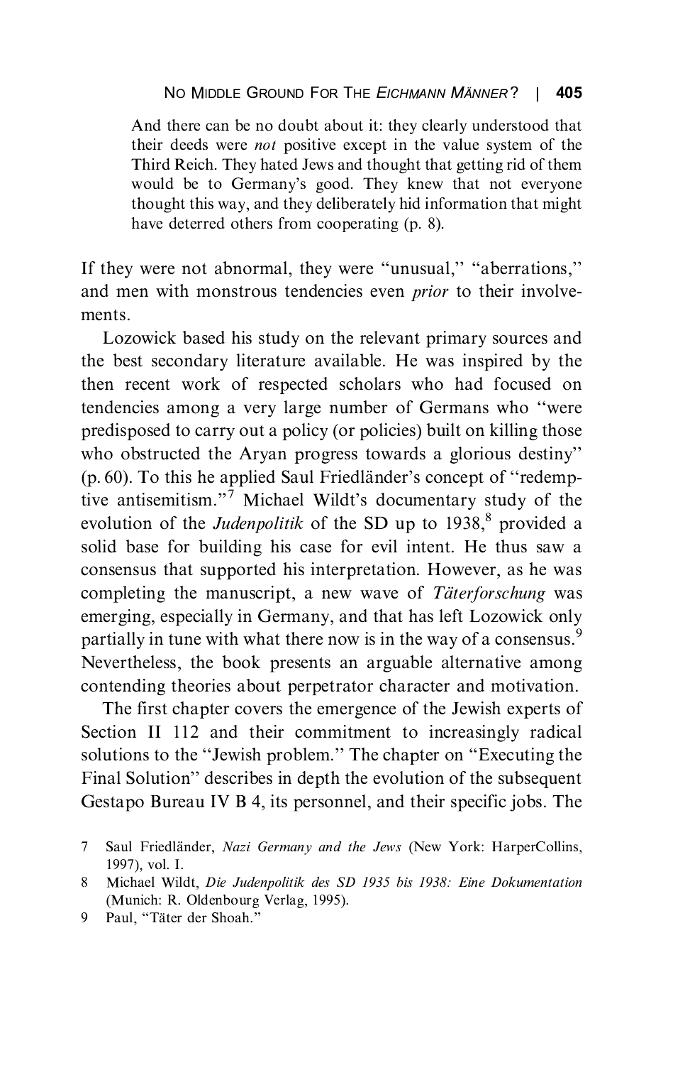> And there can be no doubt about it: they clearly understood that their deeds were *not* positive except in the value system of the Third Reich. They hated Jews and thought that getting rid of them would be to Germany's good. They knew that not everyone thought this way, and they deliberately hid information that might have deterred others from cooperating (p. 8).

If they were not abnormal, they were "unusual," "aberrations," and men with monstrous tendencies even *prior* to their involvements.

Lozowick based his study on the relevant primary sources and the best secondary literature available. He was inspired by the then recent work of respected scholars who had focused on tendencies among a very large number of Germans who "were predisposed to carry out a policy (or policies) built on killing those who obstructed the Aryan progress towards a glorious destiny" (p. 60). To this he applied Saul Friedländer's concept of "redemptive antisemitism."[7] Michael Wildt's documentary study of the evolution of the *Judenpolitik* of the SD up to 1938,[8] provided a solid base for building his case for evil intent. He thus saw a consensus that supported his interpretation. However, as he was completing the manuscript, a new wave of *Täterforschung* was emerging, especially in Germany, and that has left Lozowick only partially in tune with what there now is in the way of a consensus.[9] Nevertheless, the book presents an arguable alternative among contending theories about perpetrator character and motivation.

The first chapter covers the emergence of the Jewish experts of Section II 112 and their commitment to increasingly radical solutions to the "Jewish problem." The chapter on "Executing the Final Solution" describes in depth the evolution of the subsequent Gestapo Bureau IV B 4, its personnel, and their specific jobs. The

7 Saul Friedländer, *Nazi Germany and the Jews* (New York: HarperCollins, 1997), vol. I.

8 Michael Wildt, *Die Judenpolitik des SD 1935 bis 1938: Eine Dokumentation* (Munich: R. Oldenbourg Verlag, 1995).

9 Paul, "Täter der Shoah."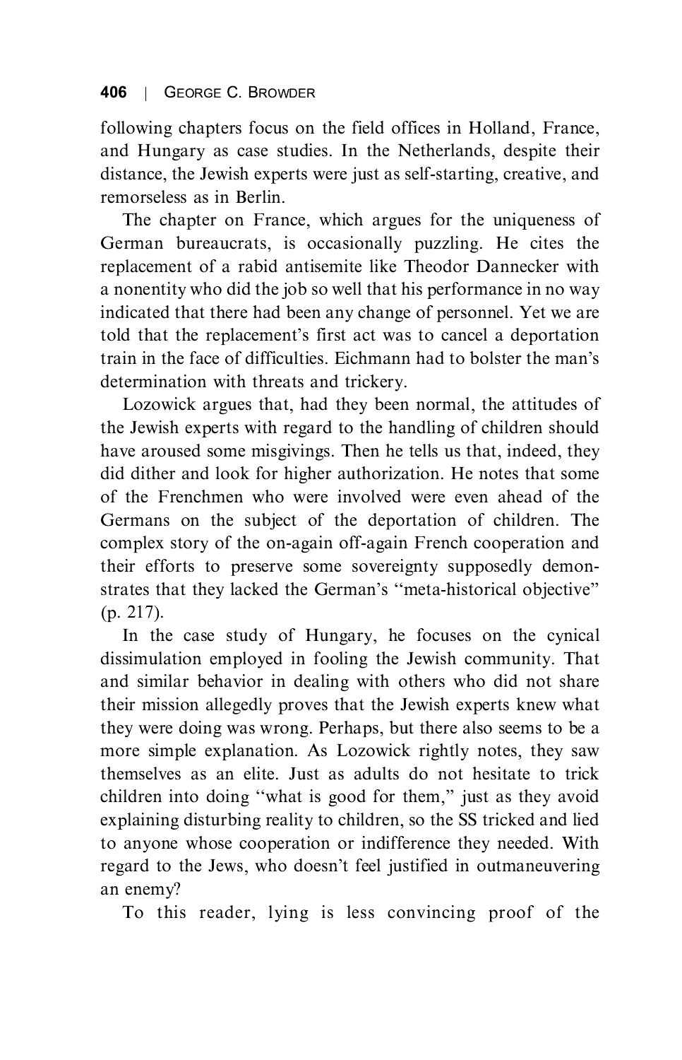following chapters focus on the field offices in Holland, France, and Hungary as case studies. In the Netherlands, despite their distance, the Jewish experts were just as self-starting, creative, and remorseless as in Berlin.

The chapter on France, which argues for the uniqueness of German bureaucrats, is occasionally puzzling. He cites the replacement of a rabid antisemite like Theodor Dannecker with a nonentity who did the job so well that his performance in no way indicated that there had been any change of personnel. Yet we are told that the replacement's first act was to cancel a deportation train in the face of difficulties. Eichmann had to bolster the man's determination with threats and trickery.

Lozowick argues that, had they been normal, the attitudes of the Jewish experts with regard to the handling of children should have aroused some misgivings. Then he tells us that, indeed, they did dither and look for higher authorization. He notes that some of the Frenchmen who were involved were even ahead of the Germans on the subject of the deportation of children. The complex story of the on-again off-again French cooperation and their efforts to preserve some sovereignty supposedly demonstrates that they lacked the German's "meta-historical objective" (p. 217).

In the case study of Hungary, he focuses on the cynical dissimulation employed in fooling the Jewish community. That and similar behavior in dealing with others who did not share their mission allegedly proves that the Jewish experts knew what they were doing was wrong. Perhaps, but there also seems to be a more simple explanation. As Lozowick rightly notes, they saw themselves as an elite. Just as adults do not hesitate to trick children into doing "what is good for them," just as they avoid explaining disturbing reality to children, so the SS tricked and lied to anyone whose cooperation or indifference they needed. With regard to the Jews, who doesn't feel justified in outmaneuvering an enemy?

To this reader, lying is less convincing proof of the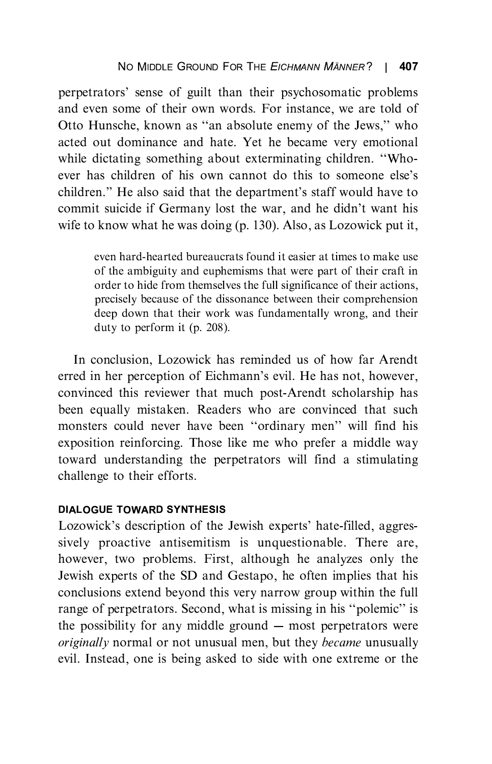perpetrators' sense of guilt than their psychosomatic problems and even some of their own words. For instance, we are told of Otto Hunsche, known as "an absolute enemy of the Jews," who acted out dominance and hate. Yet he became very emotional while dictating something about exterminating children. "Whoever has children of his own cannot do this to someone else's children." He also said that the department's staff would have to commit suicide if Germany lost the war, and he didn't want his wife to know what he was doing (p. 130). Also, as Lozowick put it,

> even hard-hearted bureaucrats found it easier at times to make use of the ambiguity and euphemisms that were part of their craft in order to hide from themselves the full significance of their actions, precisely because of the dissonance between their comprehension deep down that their work was fundamentally wrong, and their duty to perform it (p. 208).

In conclusion, Lozowick has reminded us of how far Arendt erred in her perception of Eichmann's evil. He has not, however, convinced this reviewer that much post-Arendt scholarship has been equally mistaken. Readers who are convinced that such monsters could never have been "ordinary men" will find his exposition reinforcing. Those like me who prefer a middle way toward understanding the perpetrators will find a stimulating challenge to their efforts.

### DIALOGUE TOWARD SYNTHESIS

Lozowick's description of the Jewish experts' hate-filled, aggressively proactive antisemitism is unquestionable. There are, however, two problems. First, although he analyzes only the Jewish experts of the SD and Gestapo, he often implies that his conclusions extend beyond this very narrow group within the full range of perpetrators. Second, what is missing in his "polemic" is the possibility for any middle ground — most perpetrators were *originally* normal or not unusual men, but they *became* unusually evil. Instead, one is being asked to side with one extreme or the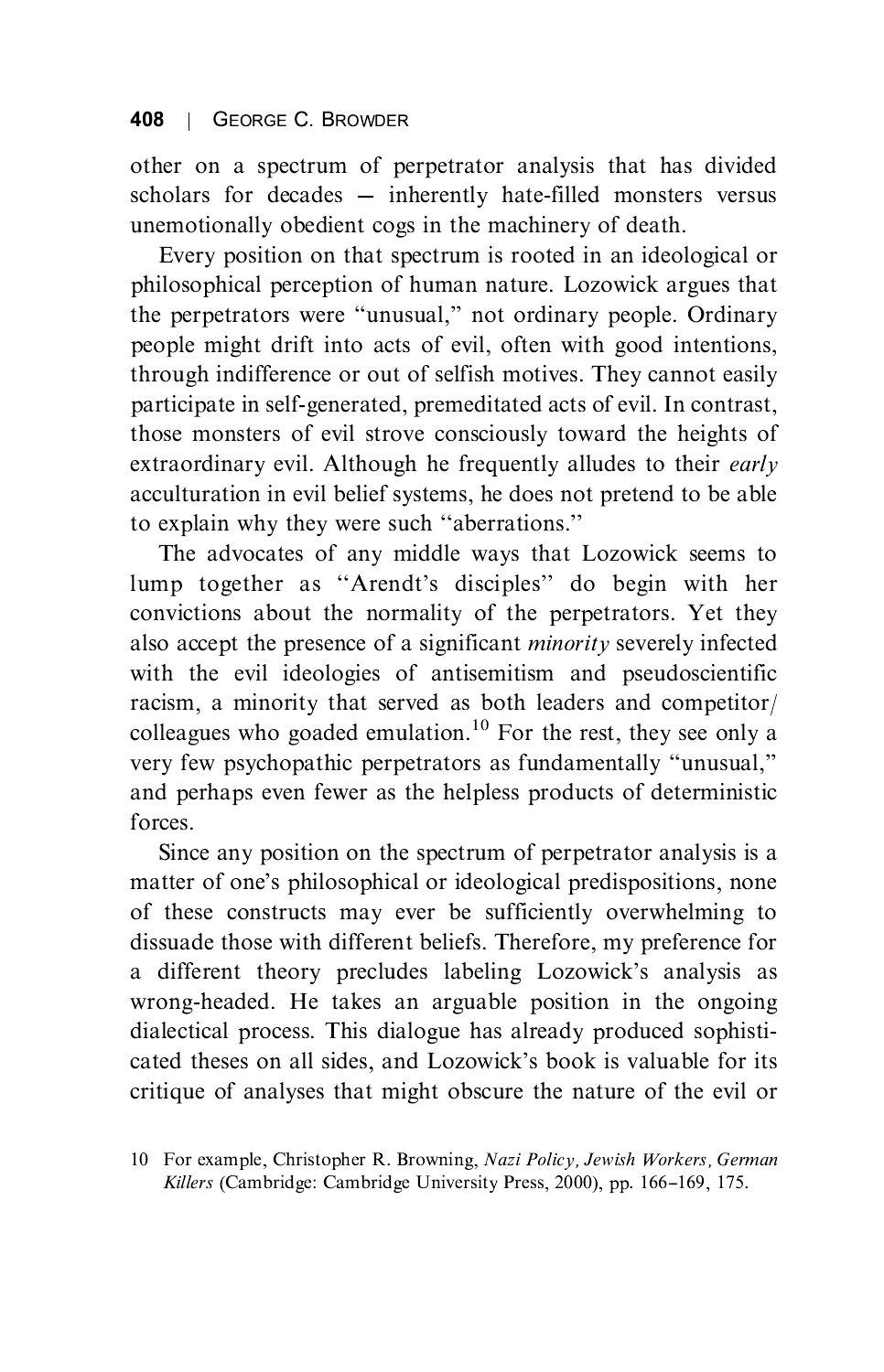other on a spectrum of perpetrator analysis that has divided scholars for decades — inherently hate-filled monsters versus unemotionally obedient cogs in the machinery of death.

Every position on that spectrum is rooted in an ideological or philosophical perception of human nature. Lozowick argues that the perpetrators were "unusual," not ordinary people. Ordinary people might drift into acts of evil, often with good intentions, through indifference or out of selfish motives. They cannot easily participate in self-generated, premeditated acts of evil. In contrast, those monsters of evil strove consciously toward the heights of extraordinary evil. Although he frequently alludes to their *early* acculturation in evil belief systems, he does not pretend to be able to explain why they were such "aberrations."

The advocates of any middle ways that Lozowick seems to lump together as "Arendt's disciples" do begin with her convictions about the normality of the perpetrators. Yet they also accept the presence of a significant *minority* severely infected with the evil ideologies of antisemitism and pseudoscientific racism, a minority that served as both leaders and competitor/colleagues who goaded emulation.[10] For the rest, they see only a very few psychopathic perpetrators as fundamentally "unusual," and perhaps even fewer as the helpless products of deterministic forces.

Since any position on the spectrum of perpetrator analysis is a matter of one's philosophical or ideological predispositions, none of these constructs may ever be sufficiently overwhelming to dissuade those with different beliefs. Therefore, my preference for a different theory precludes labeling Lozowick's analysis as wrong-headed. He takes an arguable position in the ongoing dialectical process. This dialogue has already produced sophisticated theses on all sides, and Lozowick's book is valuable for its critique of analyses that might obscure the nature of the evil or

10 For example, Christopher R. Browning, *Nazi Policy, Jewish Workers, German Killers* (Cambridge: Cambridge University Press, 2000), pp. 166–169, 175.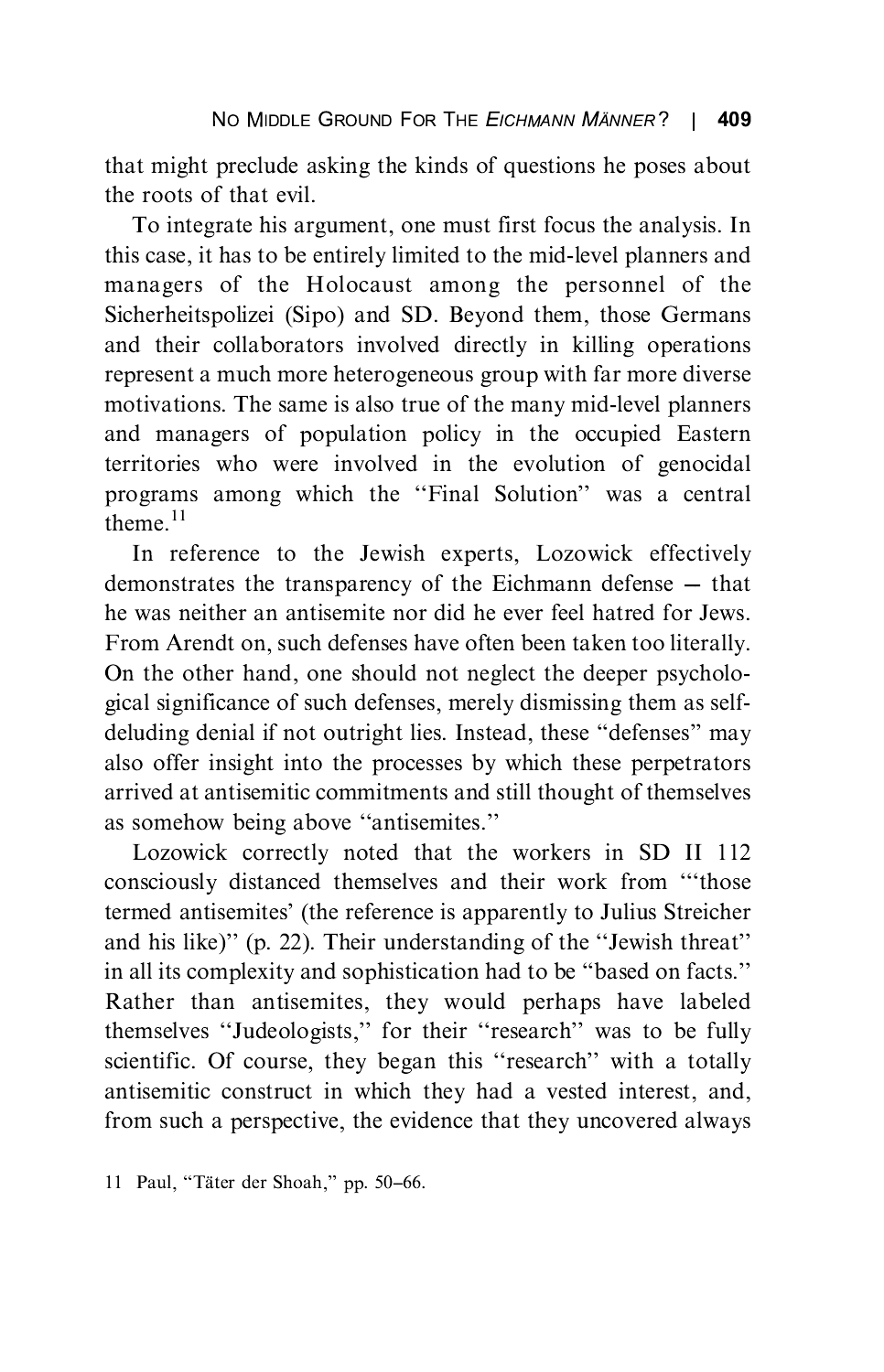that might preclude asking the kinds of questions he poses about the roots of that evil.

To integrate his argument, one must first focus the analysis. In this case, it has to be entirely limited to the mid-level planners and managers of the Holocaust among the personnel of the Sicherheitspolizei (Sipo) and SD. Beyond them, those Germans and their collaborators involved directly in killing operations represent a much more heterogeneous group with far more diverse motivations. The same is also true of the many mid-level planners and managers of population policy in the occupied Eastern territories who were involved in the evolution of genocidal programs among which the "Final Solution" was a central theme.[11]

In reference to the Jewish experts, Lozowick effectively demonstrates the transparency of the Eichmann defense — that he was neither an antisemite nor did he ever feel hatred for Jews. From Arendt on, such defenses have often been taken too literally. On the other hand, one should not neglect the deeper psychological significance of such defenses, merely dismissing them as self-deluding denial if not outright lies. Instead, these "defenses" may also offer insight into the processes by which these perpetrators arrived at antisemitic commitments and still thought of themselves as somehow being above "antisemites."

Lozowick correctly noted that the workers in SD II 112 consciously distanced themselves and their work from "'those termed antisemites' (the reference is apparently to Julius Streicher and his like)" (p. 22). Their understanding of the "Jewish threat" in all its complexity and sophistication had to be "based on facts." Rather than antisemites, they would perhaps have labeled themselves "Judeologists," for their "research" was to be fully scientific. Of course, they began this "research" with a totally antisemitic construct in which they had a vested interest, and, from such a perspective, the evidence that they uncovered always

11 Paul, "Täter der Shoah," pp. 50–66.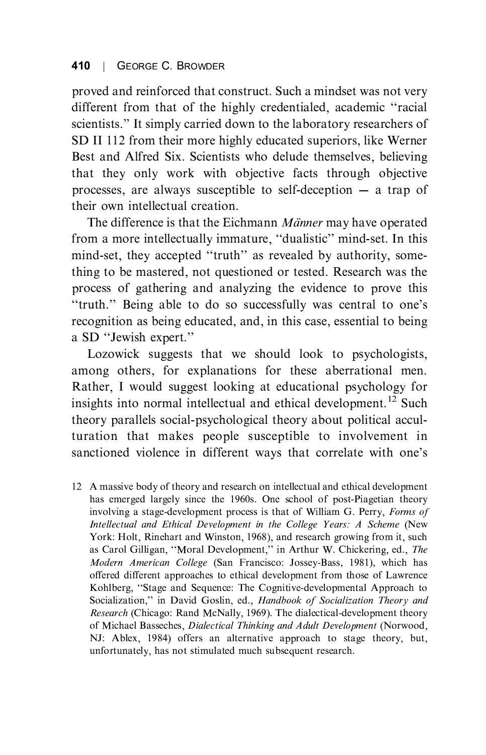proved and reinforced that construct. Such a mindset was not very different from that of the highly credentialed, academic "racial scientists." It simply carried down to the laboratory researchers of SD II 112 from their more highly educated superiors, like Werner Best and Alfred Six. Scientists who delude themselves, believing that they only work with objective facts through objective processes, are always susceptible to self-deception — a trap of their own intellectual creation.

The difference is that the Eichmann *Männer* may have operated from a more intellectually immature, "dualistic" mind-set. In this mind-set, they accepted "truth" as revealed by authority, something to be mastered, not questioned or tested. Research was the process of gathering and analyzing the evidence to prove this "truth." Being able to do so successfully was central to one's recognition as being educated, and, in this case, essential to being a SD "Jewish expert."

Lozowick suggests that we should look to psychologists, among others, for explanations for these aberrational men. Rather, I would suggest looking at educational psychology for insights into normal intellectual and ethical development.[12] Such theory parallels social-psychological theory about political acculturation that makes people susceptible to involvement in sanctioned violence in different ways that correlate with one's

12 A massive body of theory and research on intellectual and ethical development has emerged largely since the 1960s. One school of post-Piagetian theory involving a stage-development process is that of William G. Perry, *Forms of Intellectual and Ethical Development in the College Years: A Scheme* (New York: Holt, Rinehart and Winston, 1968), and research growing from it, such as Carol Gilligan, "Moral Development," in Arthur W. Chickering, ed., *The Modern American College* (San Francisco: Jossey-Bass, 1981), which has offered different approaches to ethical development from those of Lawrence Kohlberg, "Stage and Sequence: The Cognitive-developmental Approach to Socialization," in David Goslin, ed., *Handbook of Socialization Theory and Research* (Chicago: Rand McNally, 1969). The dialectical-development theory of Michael Basseches, *Dialectical Thinking and Adult Development* (Norwood, NJ: Ablex, 1984) offers an alternative approach to stage theory, but, unfortunately, has not stimulated much subsequent research.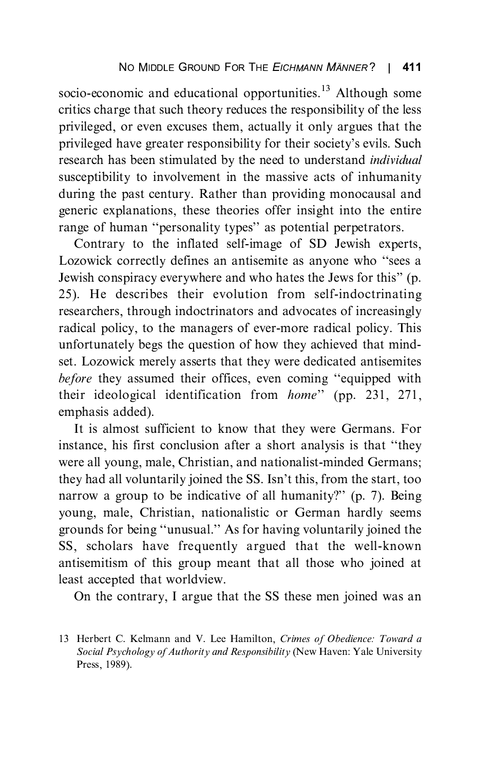socio-economic and educational opportunities.[13] Although some critics charge that such theory reduces the responsibility of the less privileged, or even excuses them, actually it only argues that the privileged have greater responsibility for their society's evils. Such research has been stimulated by the need to understand *individual* susceptibility to involvement in the massive acts of inhumanity during the past century. Rather than providing monocausal and generic explanations, these theories offer insight into the entire range of human "personality types" as potential perpetrators.

Contrary to the inflated self-image of SD Jewish experts, Lozowick correctly defines an antisemite as anyone who "sees a Jewish conspiracy everywhere and who hates the Jews for this" (p. 25). He describes their evolution from self-indoctrinating researchers, through indoctrinators and advocates of increasingly radical policy, to the managers of ever-more radical policy. This unfortunately begs the question of how they achieved that mind-set. Lozowick merely asserts that they were dedicated antisemites *before* they assumed their offices, even coming "equipped with their ideological identification from *home*" (pp. 231, 271, emphasis added).

It is almost sufficient to know that they were Germans. For instance, his first conclusion after a short analysis is that "they were all young, male, Christian, and nationalist-minded Germans; they had all voluntarily joined the SS. Isn't this, from the start, too narrow a group to be indicative of all humanity?" (p. 7). Being young, male, Christian, nationalistic or German hardly seems grounds for being "unusual." As for having voluntarily joined the SS, scholars have frequently argued that the well-known antisemitism of this group meant that all those who joined at least accepted that worldview.

On the contrary, I argue that the SS these men joined was an

13 Herbert C. Kelmann and V. Lee Hamilton, *Crimes of Obedience: Toward a Social Psychology of Authority and Responsibility* (New Haven: Yale University Press, 1989).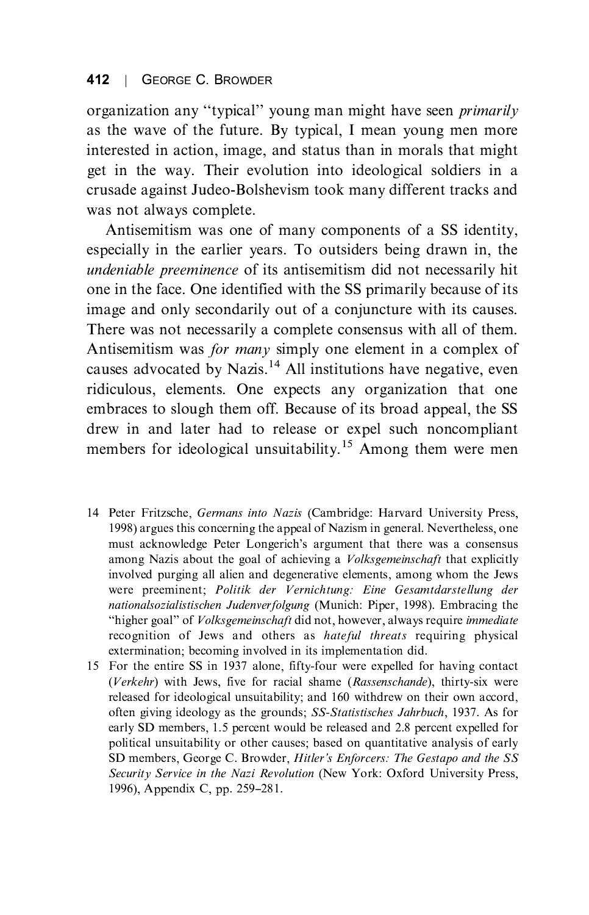organization any "typical" young man might have seen *primarily* as the wave of the future. By typical, I mean young men more interested in action, image, and status than in morals that might get in the way. Their evolution into ideological soldiers in a crusade against Judeo-Bolshevism took many different tracks and was not always complete.

Antisemitism was one of many components of a SS identity, especially in the earlier years. To outsiders being drawn in, the *undeniable preeminence* of its antisemitism did not necessarily hit one in the face. One identified with the SS primarily because of its image and only secondarily out of a conjuncture with its causes. There was not necessarily a complete consensus with all of them. Antisemitism was *for many* simply one element in a complex of causes advocated by Nazis.[14] All institutions have negative, even ridiculous, elements. One expects any organization that one embraces to slough them off. Because of its broad appeal, the SS drew in and later had to release or expel such noncompliant members for ideological unsuitability.[15] Among them were men

14 Peter Fritzsche, *Germans into Nazis* (Cambridge: Harvard University Press, 1998) argues this concerning the appeal of Nazism in general. Nevertheless, one must acknowledge Peter Longerich's argument that there was a consensus among Nazis about the goal of achieving a *Volksgemeinschaft* that explicitly involved purging all alien and degenerative elements, among whom the Jews were preeminent; *Politik der Vernichtung: Eine Gesamtdarstellung der nationalsozialistischen Judenverfolgung* (Munich: Piper, 1998). Embracing the "higher goal" of *Volksgemeinschaft* did not, however, always require *immediate* recognition of Jews and others as *hateful threats* requiring physical extermination; becoming involved in its implementation did.

15 For the entire SS in 1937 alone, fifty-four were expelled for having contact (*Verkehr*) with Jews, five for racial shame (*Rassenschande*), thirty-six were released for ideological unsuitability; and 160 withdrew on their own accord, often giving ideology as the grounds; *SS-Statistisches Jahrbuch*, 1937. As for early SD members, 1.5 percent would be released and 2.8 percent expelled for political unsuitability or other causes; based on quantitative analysis of early SD members, George C. Browder, *Hitler's Enforcers: The Gestapo and the SS Security Service in the Nazi Revolution* (New York: Oxford University Press, 1996), Appendix C, pp. 259–281.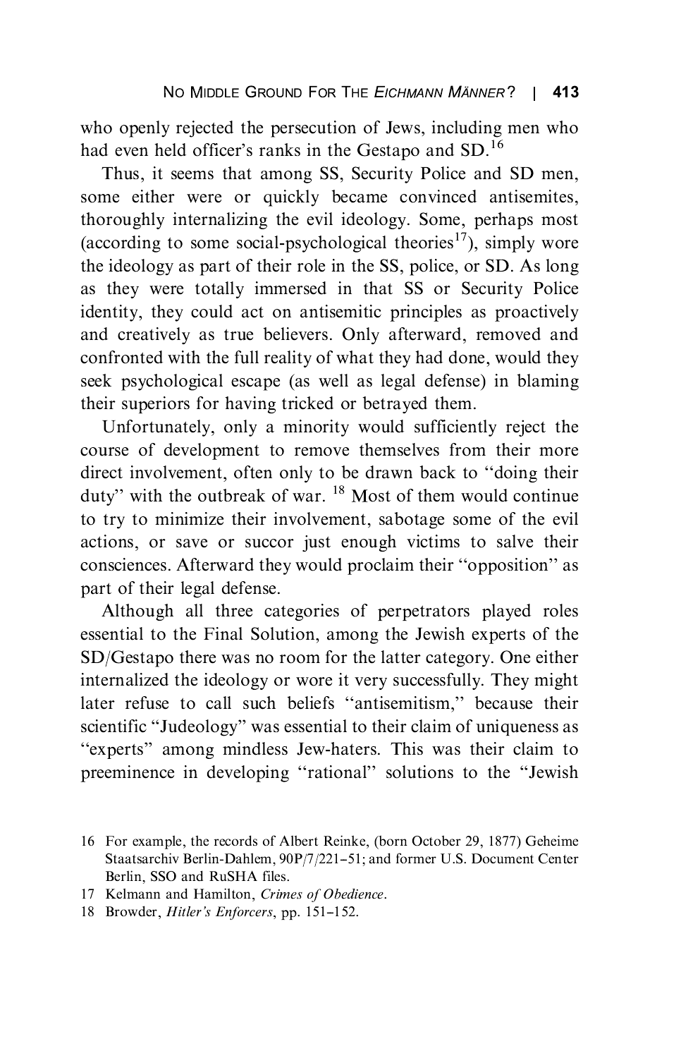who openly rejected the persecution of Jews, including men who had even held officer's ranks in the Gestapo and SD.[16]

Thus, it seems that among SS, Security Police and SD men, some either were or quickly became convinced antisemites, thoroughly internalizing the evil ideology. Some, perhaps most (according to some social-psychological theories[17]), simply wore the ideology as part of their role in the SS, police, or SD. As long as they were totally immersed in that SS or Security Police identity, they could act on antisemitic principles as proactively and creatively as true believers. Only afterward, removed and confronted with the full reality of what they had done, would they seek psychological escape (as well as legal defense) in blaming their superiors for having tricked or betrayed them.

Unfortunately, only a minority would sufficiently reject the course of development to remove themselves from their more direct involvement, often only to be drawn back to "doing their duty" with the outbreak of war. [18] Most of them would continue to try to minimize their involvement, sabotage some of the evil actions, or save or succor just enough victims to salve their consciences. Afterward they would proclaim their "opposition" as part of their legal defense.

Although all three categories of perpetrators played roles essential to the Final Solution, among the Jewish experts of the SD/Gestapo there was no room for the latter category. One either internalized the ideology or wore it very successfully. They might later refuse to call such beliefs "antisemitism," because their scientific "Judeology" was essential to their claim of uniqueness as "experts" among mindless Jew-haters. This was their claim to preeminence in developing "rational" solutions to the "Jewish

16 For example, the records of Albert Reinke, (born October 29, 1877) Geheime Staatsarchiv Berlin-Dahlem, 90P/7/221–51; and former U.S. Document Center Berlin, SSO and RuSHA files.

17 Kelmann and Hamilton, *Crimes of Obedience*.

18 Browder, *Hitler's Enforcers*, pp. 151–152.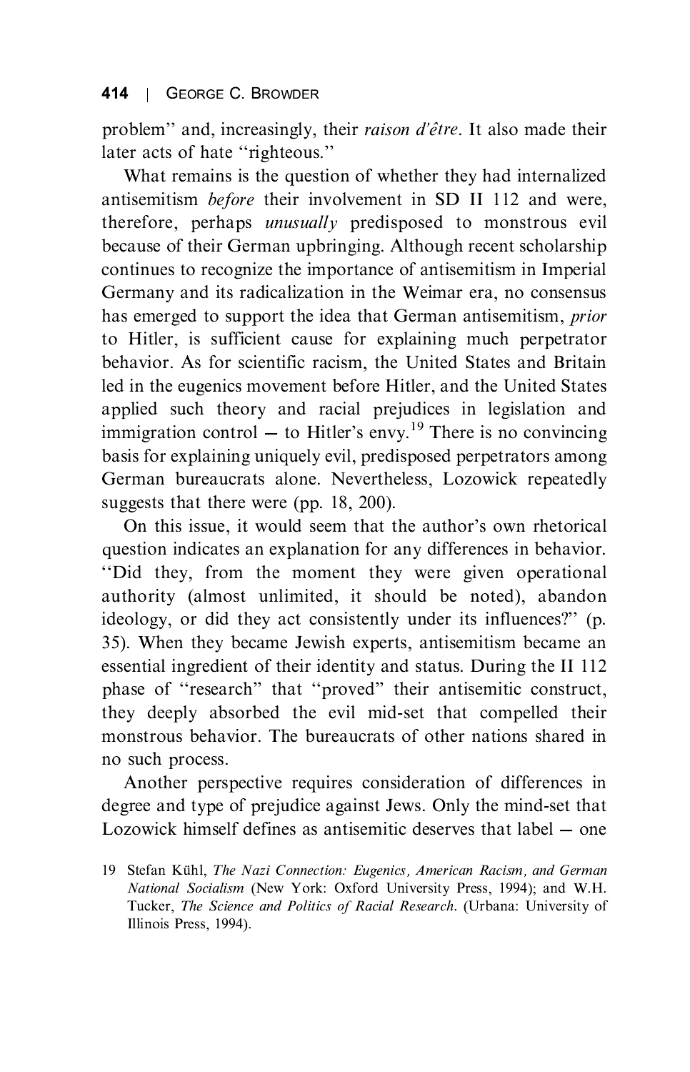problem'' and, increasingly, their *raison d'être*. It also made their later acts of hate ''righteous.''

What remains is the question of whether they had internalized antisemitism *before* their involvement in SD II 112 and were, therefore, perhaps *unusually* predisposed to monstrous evil because of their German upbringing. Although recent scholarship continues to recognize the importance of antisemitism in Imperial Germany and its radicalization in the Weimar era, no consensus has emerged to support the idea that German antisemitism, *prior* to Hitler, is sufficient cause for explaining much perpetrator behavior. As for scientific racism, the United States and Britain led in the eugenics movement before Hitler, and the United States applied such theory and racial prejudices in legislation and immigration control — to Hitler's envy.[19] There is no convincing basis for explaining uniquely evil, predisposed perpetrators among German bureaucrats alone. Nevertheless, Lozowick repeatedly suggests that there were (pp. 18, 200).

On this issue, it would seem that the author's own rhetorical question indicates an explanation for any differences in behavior. ''Did they, from the moment they were given operational authority (almost unlimited, it should be noted), abandon ideology, or did they act consistently under its influences?'' (p. 35). When they became Jewish experts, antisemitism became an essential ingredient of their identity and status. During the II 112 phase of ''research'' that ''proved'' their antisemitic construct, they deeply absorbed the evil mid-set that compelled their monstrous behavior. The bureaucrats of other nations shared in no such process.

Another perspective requires consideration of differences in degree and type of prejudice against Jews. Only the mind-set that Lozowick himself defines as antisemitic deserves that label — one

19 Stefan Kühl, *The Nazi Connection: Eugenics, American Racism, and German National Socialism* (New York: Oxford University Press, 1994); and W.H. Tucker, *The Science and Politics of Racial Research*. (Urbana: University of Illinois Press, 1994).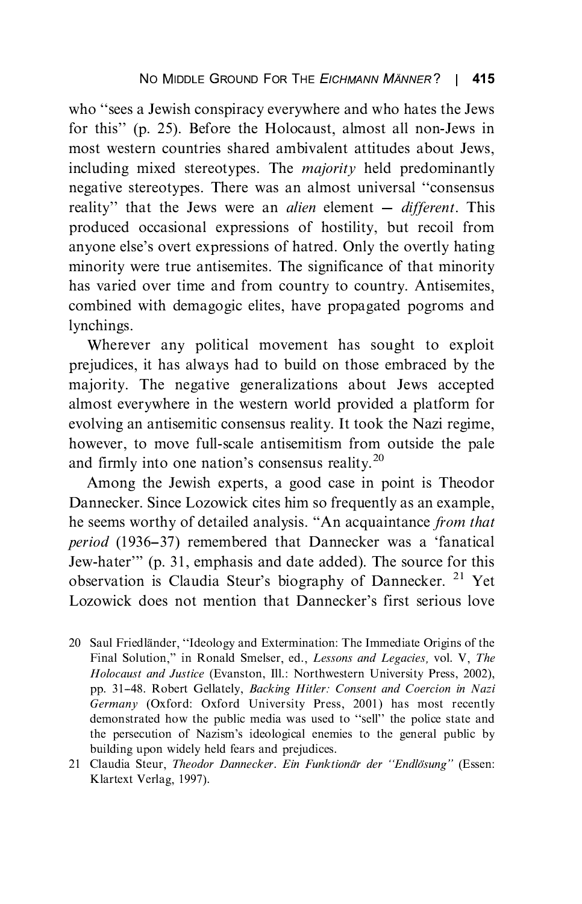who "sees a Jewish conspiracy everywhere and who hates the Jews for this" (p. 25). Before the Holocaust, almost all non-Jews in most western countries shared ambivalent attitudes about Jews, including mixed stereotypes. The *majority* held predominantly negative stereotypes. There was an almost universal "consensus reality" that the Jews were an *alien* element — *different*. This produced occasional expressions of hostility, but recoil from anyone else's overt expressions of hatred. Only the overtly hating minority were true antisemites. The significance of that minority has varied over time and from country to country. Antisemites, combined with demagogic elites, have propagated pogroms and lynchings.

Wherever any political movement has sought to exploit prejudices, it has always had to build on those embraced by the majority. The negative generalizations about Jews accepted almost everywhere in the western world provided a platform for evolving an antisemitic consensus reality. It took the Nazi regime, however, to move full-scale antisemitism from outside the pale and firmly into one nation's consensus reality.[20]

Among the Jewish experts, a good case in point is Theodor Dannecker. Since Lozowick cites him so frequently as an example, he seems worthy of detailed analysis. "An acquaintance *from that period* (1936–37) remembered that Dannecker was a 'fanatical Jew-hater'" (p. 31, emphasis and date added). The source for this observation is Claudia Steur's biography of Dannecker.[21] Yet Lozowick does not mention that Dannecker's first serious love

20 Saul Friedländer, "Ideology and Extermination: The Immediate Origins of the Final Solution," in Ronald Smelser, ed., *Lessons and Legacies,* vol. V, *The Holocaust and Justice* (Evanston, Ill.: Northwestern University Press, 2002), pp. 31–48. Robert Gellately, *Backing Hitler: Consent and Coercion in Nazi Germany* (Oxford: Oxford University Press, 2001) has most recently demonstrated how the public media was used to "sell" the police state and the persecution of Nazism's ideological enemies to the general public by building upon widely held fears and prejudices.

21 Claudia Steur, *Theodor Dannecker. Ein Funktionär der "Endlösung"* (Essen: Klartext Verlag, 1997).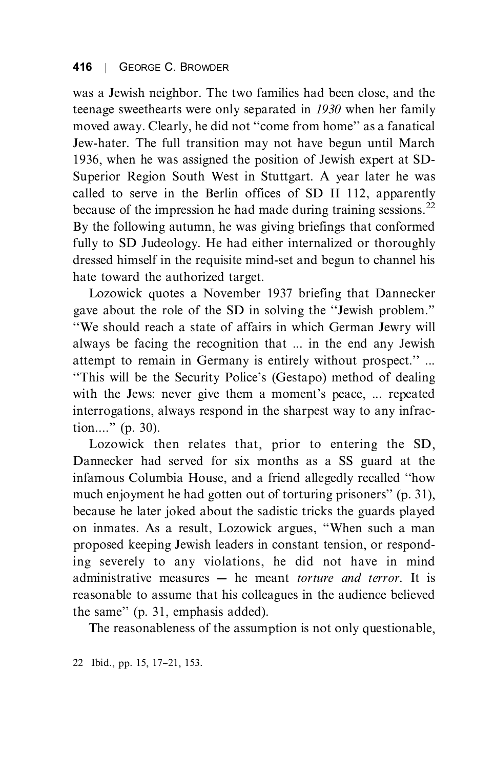was a Jewish neighbor. The two families had been close, and the teenage sweethearts were only separated in *1930* when her family moved away. Clearly, he did not "come from home" as a fanatical Jew-hater. The full transition may not have begun until March 1936, when he was assigned the position of Jewish expert at SD-Superior Region South West in Stuttgart. A year later he was called to serve in the Berlin offices of SD II 112, apparently because of the impression he had made during training sessions.[22] By the following autumn, he was giving briefings that conformed fully to SD Judeology. He had either internalized or thoroughly dressed himself in the requisite mind-set and begun to channel his hate toward the authorized target.

Lozowick quotes a November 1937 briefing that Dannecker gave about the role of the SD in solving the "Jewish problem." "We should reach a state of affairs in which German Jewry will always be facing the recognition that ... in the end any Jewish attempt to remain in Germany is entirely without prospect." ... "This will be the Security Police's (Gestapo) method of dealing with the Jews: never give them a moment's peace, ... repeated interrogations, always respond in the sharpest way to any infraction...." (p. 30).

Lozowick then relates that, prior to entering the SD, Dannecker had served for six months as a SS guard at the infamous Columbia House, and a friend allegedly recalled "how much enjoyment he had gotten out of torturing prisoners" (p. 31), because he later joked about the sadistic tricks the guards played on inmates. As a result, Lozowick argues, "When such a man proposed keeping Jewish leaders in constant tension, or responding severely to any violations, he did not have in mind administrative measures — he meant *torture and terror*. It is reasonable to assume that his colleagues in the audience believed the same" (p. 31, emphasis added).

The reasonableness of the assumption is not only questionable,

22 Ibid., pp. 15, 17–21, 153.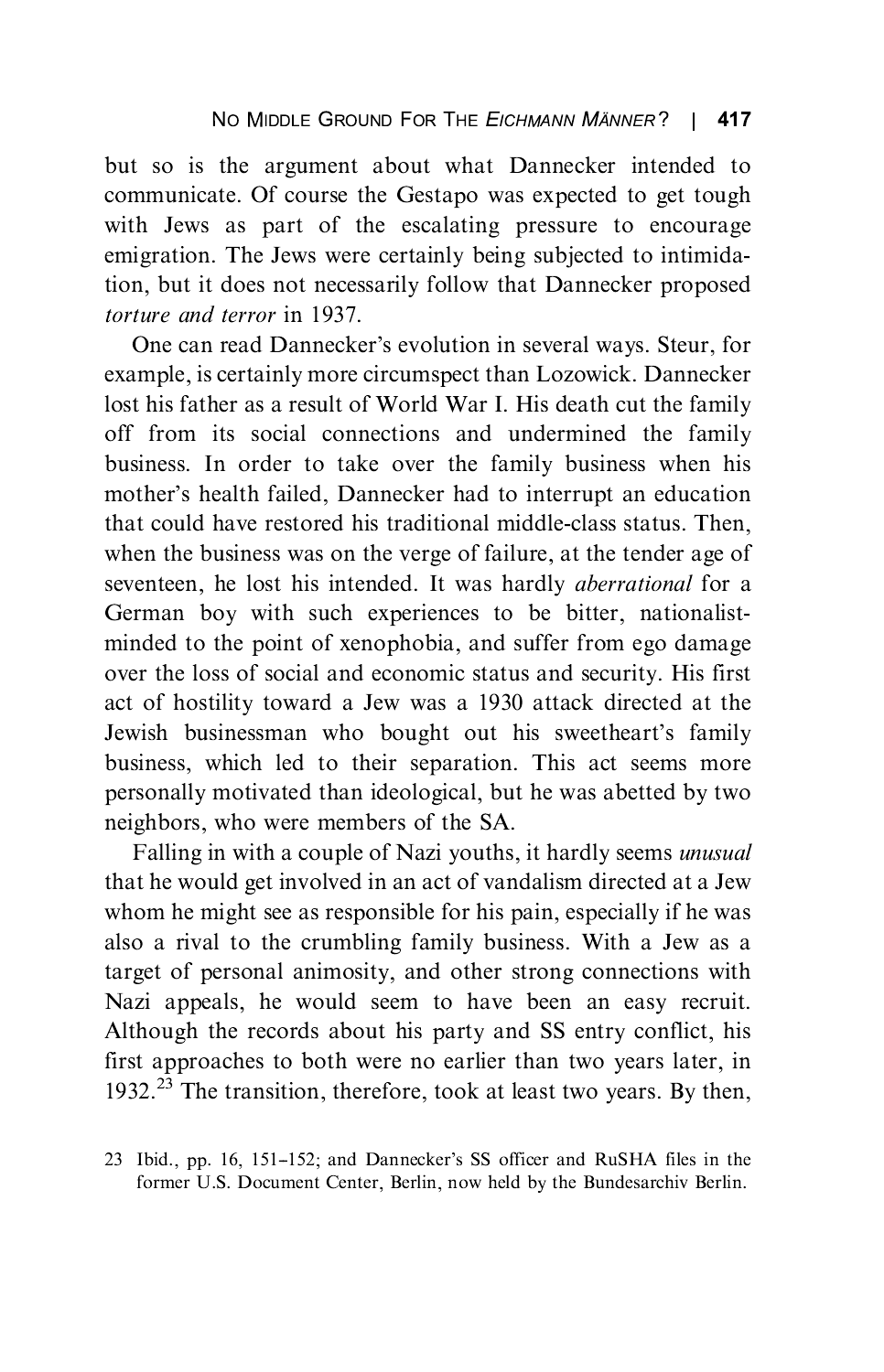but so is the argument about what Dannecker intended to communicate. Of course the Gestapo was expected to get tough with Jews as part of the escalating pressure to encourage emigration. The Jews were certainly being subjected to intimidation, but it does not necessarily follow that Dannecker proposed *torture and terror* in 1937.

One can read Dannecker's evolution in several ways. Steur, for example, is certainly more circumspect than Lozowick. Dannecker lost his father as a result of World War I. His death cut the family off from its social connections and undermined the family business. In order to take over the family business when his mother's health failed, Dannecker had to interrupt an education that could have restored his traditional middle-class status. Then, when the business was on the verge of failure, at the tender age of seventeen, he lost his intended. It was hardly *aberrational* for a German boy with such experiences to be bitter, nationalist-minded to the point of xenophobia, and suffer from ego damage over the loss of social and economic status and security. His first act of hostility toward a Jew was a 1930 attack directed at the Jewish businessman who bought out his sweetheart's family business, which led to their separation. This act seems more personally motivated than ideological, but he was abetted by two neighbors, who were members of the SA.

Falling in with a couple of Nazi youths, it hardly seems *unusual* that he would get involved in an act of vandalism directed at a Jew whom he might see as responsible for his pain, especially if he was also a rival to the crumbling family business. With a Jew as a target of personal animosity, and other strong connections with Nazi appeals, he would seem to have been an easy recruit. Although the records about his party and SS entry conflict, his first approaches to both were no earlier than two years later, in 1932.[23] The transition, therefore, took at least two years. By then,

23 Ibid., pp. 16, 151–152; and Dannecker's SS officer and RuSHA files in the former U.S. Document Center, Berlin, now held by the Bundesarchiv Berlin.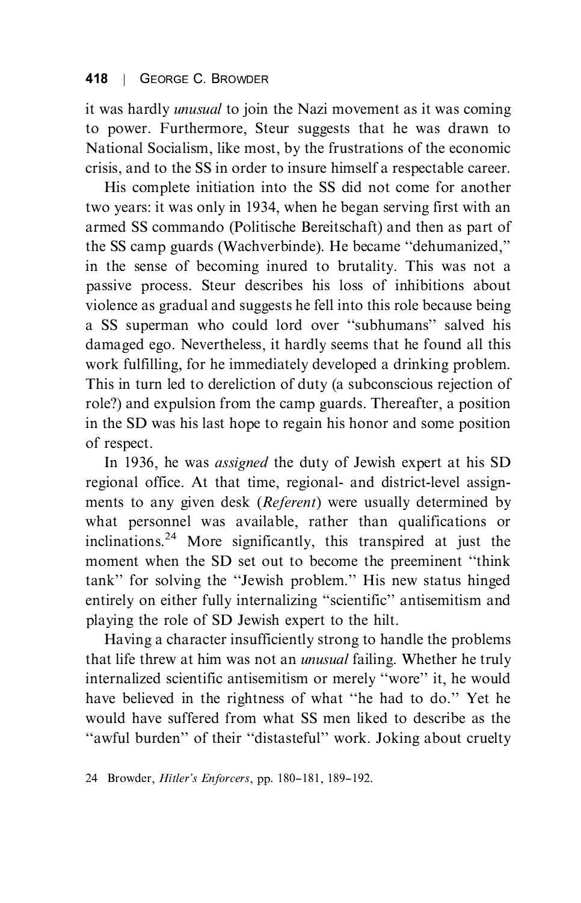it was hardly *unusual* to join the Nazi movement as it was coming to power. Furthermore, Steur suggests that he was drawn to National Socialism, like most, by the frustrations of the economic crisis, and to the SS in order to insure himself a respectable career.

His complete initiation into the SS did not come for another two years: it was only in 1934, when he began serving first with an armed SS commando (Politische Bereitschaft) and then as part of the SS camp guards (Wachverbinde). He became "dehumanized," in the sense of becoming inured to brutality. This was not a passive process. Steur describes his loss of inhibitions about violence as gradual and suggests he fell into this role because being a SS superman who could lord over "subhumans" salved his damaged ego. Nevertheless, it hardly seems that he found all this work fulfilling, for he immediately developed a drinking problem. This in turn led to dereliction of duty (a subconscious rejection of role?) and expulsion from the camp guards. Thereafter, a position in the SD was his last hope to regain his honor and some position of respect.

In 1936, he was *assigned* the duty of Jewish expert at his SD regional office. At that time, regional- and district-level assignments to any given desk (*Referent*) were usually determined by what personnel was available, rather than qualifications or inclinations.[24] More significantly, this transpired at just the moment when the SD set out to become the preeminent "think tank" for solving the "Jewish problem." His new status hinged entirely on either fully internalizing "scientific" antisemitism and playing the role of SD Jewish expert to the hilt.

Having a character insufficiently strong to handle the problems that life threw at him was not an *unusual* failing. Whether he truly internalized scientific antisemitism or merely "wore" it, he would have believed in the rightness of what "he had to do." Yet he would have suffered from what SS men liked to describe as the "awful burden" of their "distasteful" work. Joking about cruelty

24 Browder, *Hitler's Enforcers*, pp. 180–181, 189–192.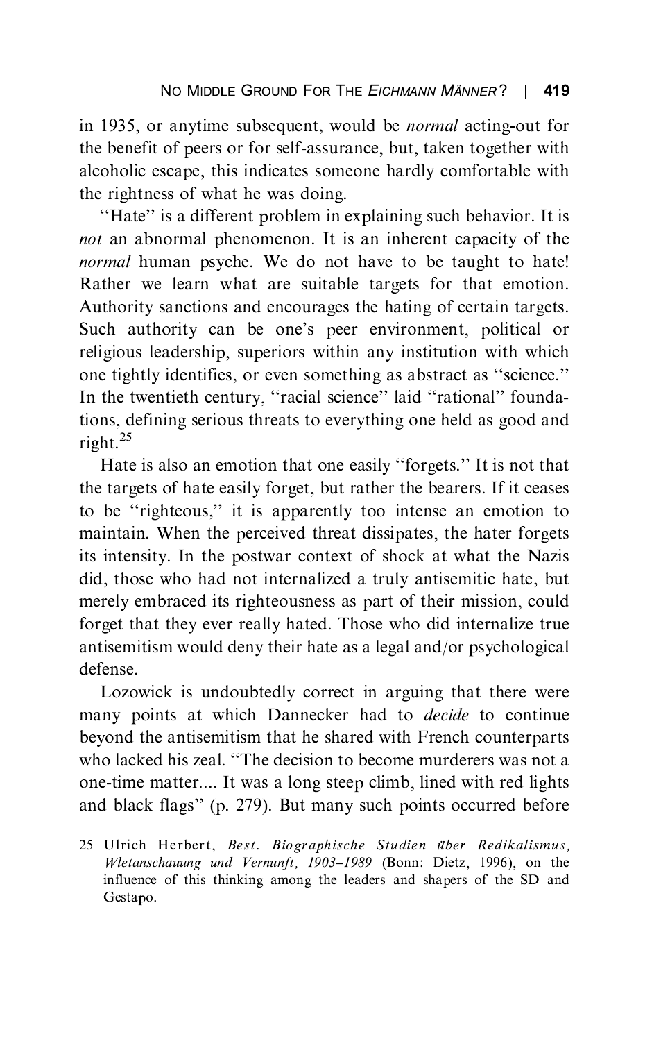in 1935, or anytime subsequent, would be *normal* acting-out for the benefit of peers or for self-assurance, but, taken together with alcoholic escape, this indicates someone hardly comfortable with the rightness of what he was doing.

"Hate" is a different problem in explaining such behavior. It is *not* an abnormal phenomenon. It is an inherent capacity of the *normal* human psyche. We do not have to be taught to hate! Rather we learn what are suitable targets for that emotion. Authority sanctions and encourages the hating of certain targets. Such authority can be one's peer environment, political or religious leadership, superiors within any institution with which one tightly identifies, or even something as abstract as "science." In the twentieth century, "racial science" laid "rational" foundations, defining serious threats to everything one held as good and right.[25]

Hate is also an emotion that one easily "forgets." It is not that the targets of hate easily forget, but rather the bearers. If it ceases to be "righteous," it is apparently too intense an emotion to maintain. When the perceived threat dissipates, the hater forgets its intensity. In the postwar context of shock at what the Nazis did, those who had not internalized a truly antisemitic hate, but merely embraced its righteousness as part of their mission, could forget that they ever really hated. Those who did internalize true antisemitism would deny their hate as a legal and/or psychological defense.

Lozowick is undoubtedly correct in arguing that there were many points at which Dannecker had to *decide* to continue beyond the antisemitism that he shared with French counterparts who lacked his zeal. "The decision to become murderers was not a one-time matter.... It was a long steep climb, lined with red lights and black flags" (p. 279). But many such points occurred before

25 Ulrich Herbert, *Best. Biographische Studien über Redikalismus, Wletanschauung und Vernunft, 1903–1989* (Bonn: Dietz, 1996), on the influence of this thinking among the leaders and shapers of the SD and Gestapo.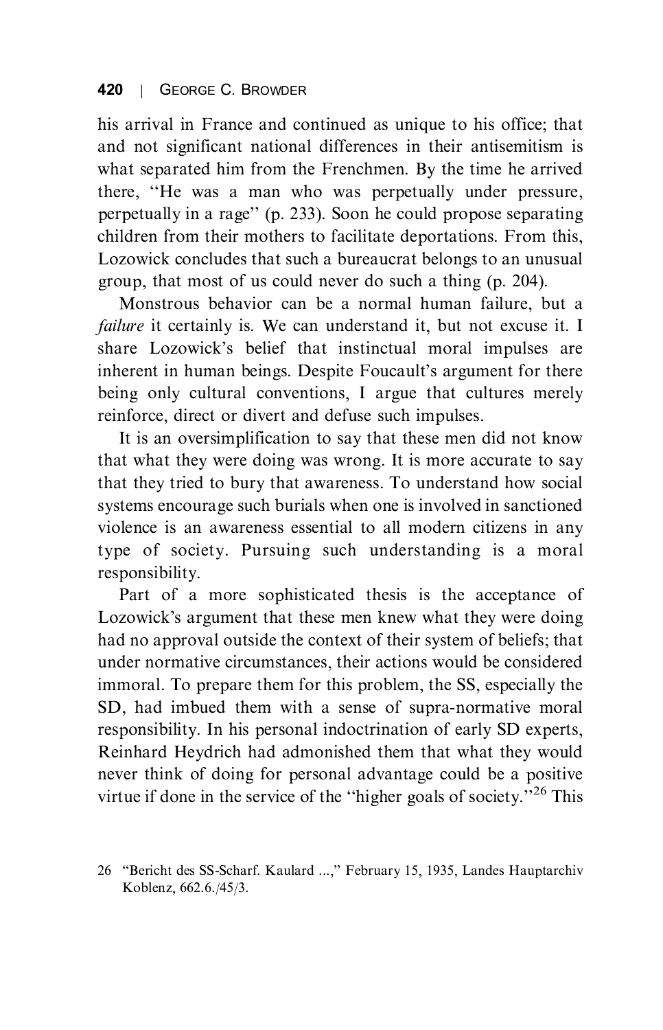his arrival in France and continued as unique to his office; that and not significant national differences in their antisemitism is what separated him from the Frenchmen. By the time he arrived there, "He was a man who was perpetually under pressure, perpetually in a rage" (p. 233). Soon he could propose separating children from their mothers to facilitate deportations. From this, Lozowick concludes that such a bureaucrat belongs to an unusual group, that most of us could never do such a thing (p. 204).

Monstrous behavior can be a normal human failure, but a *failure* it certainly is. We can understand it, but not excuse it. I share Lozowick's belief that instinctual moral impulses are inherent in human beings. Despite Foucault's argument for there being only cultural conventions, I argue that cultures merely reinforce, direct or divert and defuse such impulses.

It is an oversimplification to say that these men did not know that what they were doing was wrong. It is more accurate to say that they tried to bury that awareness. To understand how social systems encourage such burials when one is involved in sanctioned violence is an awareness essential to all modern citizens in any type of society. Pursuing such understanding is a moral responsibility.

Part of a more sophisticated thesis is the acceptance of Lozowick's argument that these men knew what they were doing had no approval outside the context of their system of beliefs; that under normative circumstances, their actions would be considered immoral. To prepare them for this problem, the SS, especially the SD, had imbued them with a sense of supra-normative moral responsibility. In his personal indoctrination of early SD experts, Reinhard Heydrich had admonished them that what they would never think of doing for personal advantage could be a positive virtue if done in the service of the "higher goals of society."[26] This

26 "Bericht des SS-Scharf. Kaulard ...," February 15, 1935, Landes Hauptarchiv Koblenz, 662.6./45/3.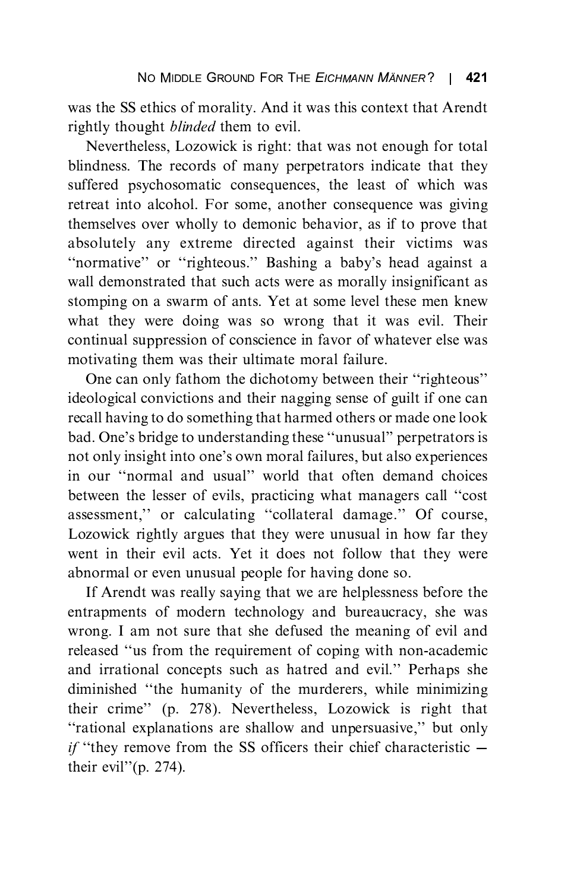was the SS ethics of morality. And it was this context that Arendt rightly thought *blinded* them to evil.

Nevertheless, Lozowick is right: that was not enough for total blindness. The records of many perpetrators indicate that they suffered psychosomatic consequences, the least of which was retreat into alcohol. For some, another consequence was giving themselves over wholly to demonic behavior, as if to prove that absolutely any extreme directed against their victims was "normative" or "righteous." Bashing a baby's head against a wall demonstrated that such acts were as morally insignificant as stomping on a swarm of ants. Yet at some level these men knew what they were doing was so wrong that it was evil. Their continual suppression of conscience in favor of whatever else was motivating them was their ultimate moral failure.

One can only fathom the dichotomy between their "righteous" ideological convictions and their nagging sense of guilt if one can recall having to do something that harmed others or made one look bad. One's bridge to understanding these "unusual" perpetrators is not only insight into one's own moral failures, but also experiences in our "normal and usual" world that often demand choices between the lesser of evils, practicing what managers call "cost assessment," or calculating "collateral damage." Of course, Lozowick rightly argues that they were unusual in how far they went in their evil acts. Yet it does not follow that they were abnormal or even unusual people for having done so.

If Arendt was really saying that we are helplessness before the entrapments of modern technology and bureaucracy, she was wrong. I am not sure that she defused the meaning of evil and released "us from the requirement of coping with non-academic and irrational concepts such as hatred and evil." Perhaps she diminished "the humanity of the murderers, while minimizing their crime" (p. 278). Nevertheless, Lozowick is right that "rational explanations are shallow and unpersuasive," but only *if* "they remove from the SS officers their chief characteristic — their evil"(p. 274).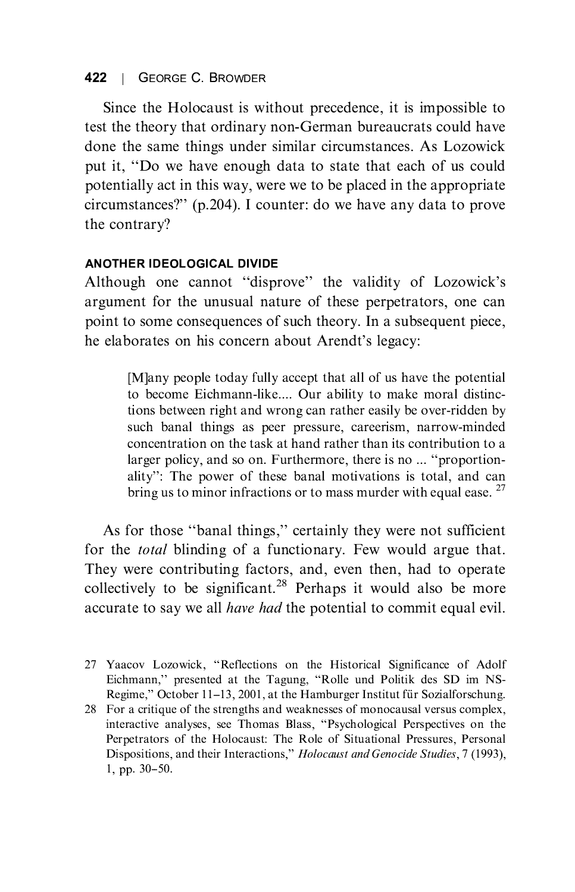Since the Holocaust is without precedence, it is impossible to test the theory that ordinary non-German bureaucrats could have done the same things under similar circumstances. As Lozowick put it, "Do we have enough data to state that each of us could potentially act in this way, were we to be placed in the appropriate circumstances?" (p.204). I counter: do we have any data to prove the contrary?

## ANOTHER IDEOLOGICAL DIVIDE

Although one cannot "disprove" the validity of Lozowick's argument for the unusual nature of these perpetrators, one can point to some consequences of such theory. In a subsequent piece, he elaborates on his concern about Arendt's legacy:

> [M]any people today fully accept that all of us have the potential to become Eichmann-like.... Our ability to make moral distinctions between right and wrong can rather easily be over-ridden by such banal things as peer pressure, careerism, narrow-minded concentration on the task at hand rather than its contribution to a larger policy, and so on. Furthermore, there is no ... "proportionality": The power of these banal motivations is total, and can bring us to minor infractions or to mass murder with equal ease. [27]

As for those "banal things," certainly they were not sufficient for the *total* blinding of a functionary. Few would argue that. They were contributing factors, and, even then, had to operate collectively to be significant.[28] Perhaps it would also be more accurate to say we all *have had* the potential to commit equal evil.

---

27 Yaacov Lozowick, "Reflections on the Historical Significance of Adolf Eichmann," presented at the Tagung, "Rolle und Politik des SD im NS-Regime," October 11–13, 2001, at the Hamburger Institut für Sozialforschung.

28 For a critique of the strengths and weaknesses of monocausal versus complex, interactive analyses, see Thomas Blass, "Psychological Perspectives on the Perpetrators of the Holocaust: The Role of Situational Pressures, Personal Dispositions, and their Interactions," *Holocaust and Genocide Studies*, 7 (1993), 1, pp. 30–50.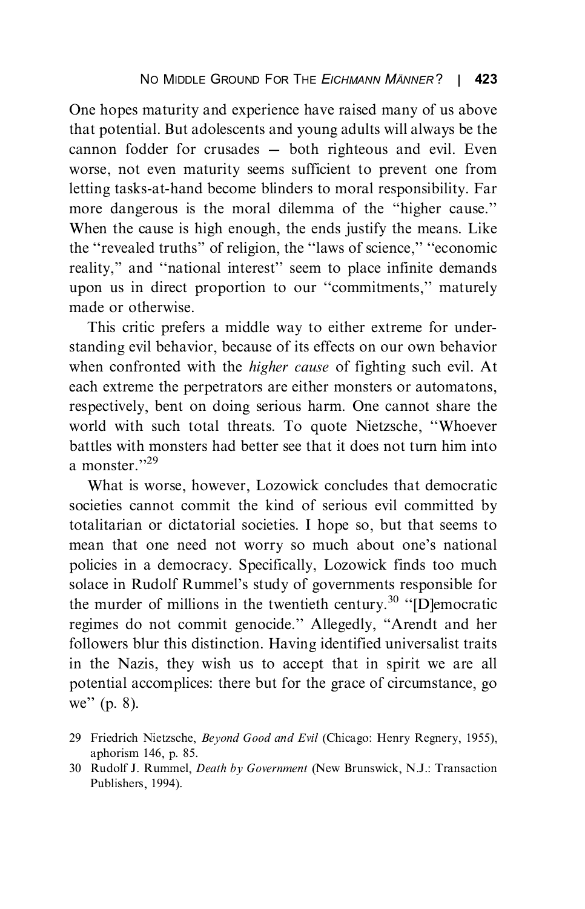One hopes maturity and experience have raised many of us above that potential. But adolescents and young adults will always be the cannon fodder for crusades — both righteous and evil. Even worse, not even maturity seems sufficient to prevent one from letting tasks-at-hand become blinders to moral responsibility. Far more dangerous is the moral dilemma of the "higher cause." When the cause is high enough, the ends justify the means. Like the "revealed truths" of religion, the "laws of science," "economic reality," and "national interest" seem to place infinite demands upon us in direct proportion to our "commitments," maturely made or otherwise.

This critic prefers a middle way to either extreme for understanding evil behavior, because of its effects on our own behavior when confronted with the *higher cause* of fighting such evil. At each extreme the perpetrators are either monsters or automatons, respectively, bent on doing serious harm. One cannot share the world with such total threats. To quote Nietzsche, "Whoever battles with monsters had better see that it does not turn him into a monster."[29]

What is worse, however, Lozowick concludes that democratic societies cannot commit the kind of serious evil committed by totalitarian or dictatorial societies. I hope so, but that seems to mean that one need not worry so much about one's national policies in a democracy. Specifically, Lozowick finds too much solace in Rudolf Rummel's study of governments responsible for the murder of millions in the twentieth century.[30] "[D]emocratic regimes do not commit genocide." Allegedly, "Arendt and her followers blur this distinction. Having identified universalist traits in the Nazis, they wish us to accept that in spirit we are all potential accomplices: there but for the grace of circumstance, go we" (p. 8).

29 Friedrich Nietzsche, *Beyond Good and Evil* (Chicago: Henry Regnery, 1955), aphorism 146, p. 85.

30 Rudolf J. Rummel, *Death by Government* (New Brunswick, N.J.: Transaction Publishers, 1994).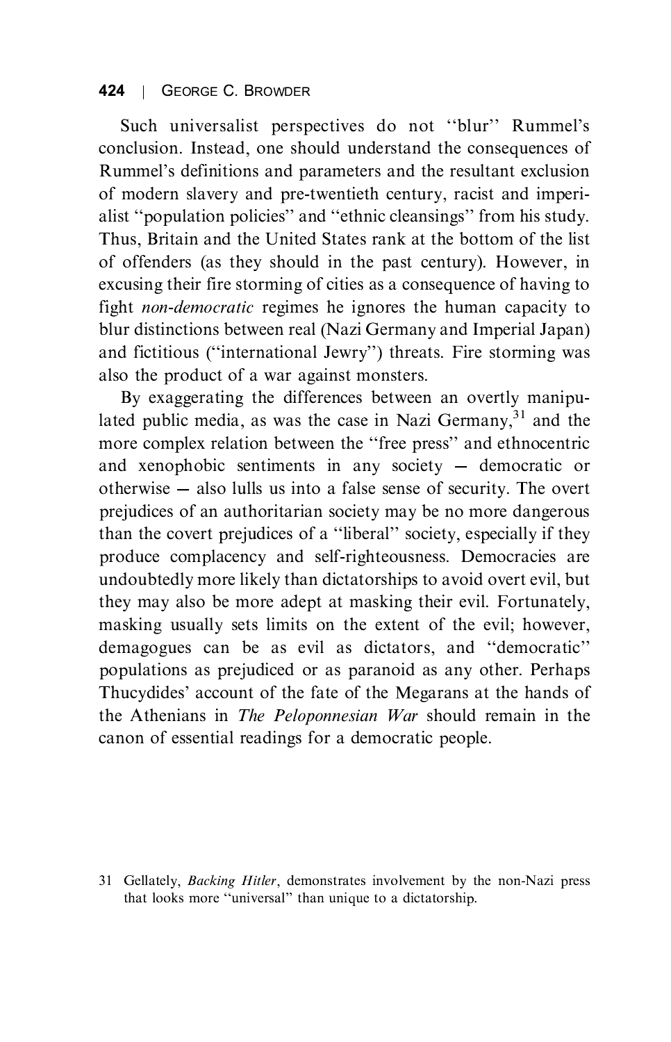Such universalist perspectives do not ''blur'' Rummel's conclusion. Instead, one should understand the consequences of Rummel's definitions and parameters and the resultant exclusion of modern slavery and pre-twentieth century, racist and imperialist ''population policies'' and ''ethnic cleansings'' from his study. Thus, Britain and the United States rank at the bottom of the list of offenders (as they should in the past century). However, in excusing their fire storming of cities as a consequence of having to fight *non-democratic* regimes he ignores the human capacity to blur distinctions between real (Nazi Germany and Imperial Japan) and fictitious (''international Jewry'') threats. Fire storming was also the product of a war against monsters.

By exaggerating the differences between an overtly manipulated public media, as was the case in Nazi Germany,[31] and the more complex relation between the ''free press'' and ethnocentric and xenophobic sentiments in any society — democratic or otherwise — also lulls us into a false sense of security. The overt prejudices of an authoritarian society may be no more dangerous than the covert prejudices of a ''liberal'' society, especially if they produce complacency and self-righteousness. Democracies are undoubtedly more likely than dictatorships to avoid overt evil, but they may also be more adept at masking their evil. Fortunately, masking usually sets limits on the extent of the evil; however, demagogues can be as evil as dictators, and ''democratic'' populations as prejudiced or as paranoid as any other. Perhaps Thucydides' account of the fate of the Megarans at the hands of the Athenians in *The Peloponnesian War* should remain in the canon of essential readings for a democratic people.

31 Gellately, *Backing Hitler*, demonstrates involvement by the non-Nazi press that looks more ''universal'' than unique to a dictatorship.